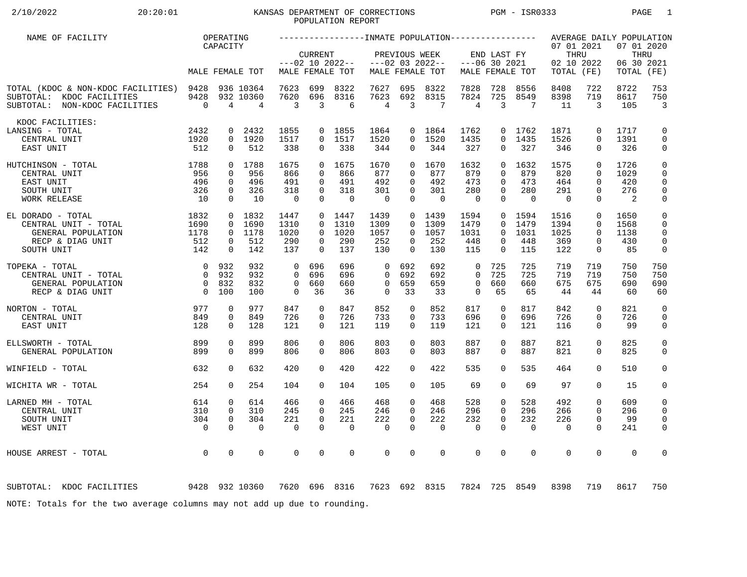# KANSAS DEPARTMENT OF CORRECTIONS
## POPULATION REPORT

2/10/2022 20:20:01 PGM - ISR0333

| NAME OF FACILITY | OPERATING CAPACITY | | | INMATE POPULATION | | | | | | | | | AVERAGE DAILY POPULATION | | | |
|---|---|---|---|---|---|---|---|---|---|---|---|---|---|---|---|---|
| | | | | CURRENT ---02 10 2022-- | | | PREVIOUS WEEK ---02 03 2022-- | | | END LAST FY ---06 30 2021 | | | 07 01 2021 THRU 02 10 2022 | | 07 01 2020 THRU 06 30 2021 | |
| | MALE | FEMALE | TOT | MALE | FEMALE | TOT | MALE | FEMALE | TOT | MALE | FEMALE | TOT | TOTAL | (FE) | TOTAL | (FE) |
| TOTAL (KDOC & NON-KDOC FACILITIES) | 9428 | 936 | 10364 | 7623 | 699 | 8322 | 7627 | 695 | 8322 | 7828 | 728 | 8556 | 8408 | 722 | 8722 | 753 |
| SUBTOTAL: KDOC FACILITIES | 9428 | 932 | 10360 | 7620 | 696 | 8316 | 7623 | 692 | 8315 | 7824 | 725 | 8549 | 8398 | 719 | 8617 | 750 |
| SUBTOTAL: NON-KDOC FACILITIES | 0 | 4 | 4 | 3 | 3 | 6 | 4 | 3 | 7 | 4 | 3 | 7 | 11 | 3 | 105 | 3 |
| KDOC FACILITIES: | | | | | | | | | | | | | | | | |
| LANSING - TOTAL | 2432 | 0 | 2432 | 1855 | 0 | 1855 | 1864 | 0 | 1864 | 1762 | 0 | 1762 | 1871 | 0 | 1717 | 0 |
| CENTRAL UNIT | 1920 | 0 | 1920 | 1517 | 0 | 1517 | 1520 | 0 | 1520 | 1435 | 0 | 1435 | 1526 | 0 | 1391 | 0 |
| EAST UNIT | 512 | 0 | 512 | 338 | 0 | 338 | 344 | 0 | 344 | 327 | 0 | 327 | 346 | 0 | 326 | 0 |
| HUTCHINSON - TOTAL | 1788 | 0 | 1788 | 1675 | 0 | 1675 | 1670 | 0 | 1670 | 1632 | 0 | 1632 | 1575 | 0 | 1726 | 0 |
| CENTRAL UNIT | 956 | 0 | 956 | 866 | 0 | 866 | 877 | 0 | 877 | 879 | 0 | 879 | 820 | 0 | 1029 | 0 |
| EAST UNIT | 496 | 0 | 496 | 491 | 0 | 491 | 492 | 0 | 492 | 473 | 0 | 473 | 464 | 0 | 420 | 0 |
| SOUTH UNIT | 326 | 0 | 326 | 318 | 0 | 318 | 301 | 0 | 301 | 280 | 0 | 280 | 291 | 0 | 276 | 0 |
| WORK RELEASE | 10 | 0 | 10 | 0 | 0 | 0 | 0 | 0 | 0 | 0 | 0 | 0 | 0 | 0 | 2 | 0 |
| EL DORADO - TOTAL | 1832 | 0 | 1832 | 1447 | 0 | 1447 | 1439 | 0 | 1439 | 1594 | 0 | 1594 | 1516 | 0 | 1650 | 0 |
| CENTRAL UNIT - TOTAL | 1690 | 0 | 1690 | 1310 | 0 | 1310 | 1309 | 0 | 1309 | 1479 | 0 | 1479 | 1394 | 0 | 1568 | 0 |
| GENERAL POPULATION | 1178 | 0 | 1178 | 1020 | 0 | 1020 | 1057 | 0 | 1057 | 1031 | 0 | 1031 | 1025 | 0 | 1138 | 0 |
| RECP & DIAG UNIT | 512 | 0 | 512 | 290 | 0 | 290 | 252 | 0 | 252 | 448 | 0 | 448 | 369 | 0 | 430 | 0 |
| SOUTH UNIT | 142 | 0 | 142 | 137 | 0 | 137 | 130 | 0 | 130 | 115 | 0 | 115 | 122 | 0 | 85 | 0 |
| TOPEKA - TOTAL | 0 | 932 | 932 | 0 | 696 | 696 | 0 | 692 | 692 | 0 | 725 | 725 | 719 | 719 | 750 | 750 |
| CENTRAL UNIT - TOTAL | 0 | 932 | 932 | 0 | 696 | 696 | 0 | 692 | 692 | 0 | 725 | 725 | 719 | 719 | 750 | 750 |
| GENERAL POPULATION | 0 | 832 | 832 | 0 | 660 | 660 | 0 | 659 | 659 | 0 | 660 | 660 | 675 | 675 | 690 | 690 |
| RECP & DIAG UNIT | 0 | 100 | 100 | 0 | 36 | 36 | 0 | 33 | 33 | 0 | 65 | 65 | 44 | 44 | 60 | 60 |
| NORTON - TOTAL | 977 | 0 | 977 | 847 | 0 | 847 | 852 | 0 | 852 | 817 | 0 | 817 | 842 | 0 | 821 | 0 |
| CENTRAL UNIT | 849 | 0 | 849 | 726 | 0 | 726 | 733 | 0 | 733 | 696 | 0 | 696 | 726 | 0 | 726 | 0 |
| EAST UNIT | 128 | 0 | 128 | 121 | 0 | 121 | 119 | 0 | 119 | 121 | 0 | 121 | 116 | 0 | 99 | 0 |
| ELLSWORTH - TOTAL | 899 | 0 | 899 | 806 | 0 | 806 | 803 | 0 | 803 | 887 | 0 | 887 | 821 | 0 | 825 | 0 |
| GENERAL POPULATION | 899 | 0 | 899 | 806 | 0 | 806 | 803 | 0 | 803 | 887 | 0 | 887 | 821 | 0 | 825 | 0 |
| WINFIELD - TOTAL | 632 | 0 | 632 | 420 | 0 | 420 | 422 | 0 | 422 | 535 | 0 | 535 | 464 | 0 | 510 | 0 |
| WICHITA WR - TOTAL | 254 | 0 | 254 | 104 | 0 | 104 | 105 | 0 | 105 | 69 | 0 | 69 | 97 | 0 | 15 | 0 |
| LARNED MH - TOTAL | 614 | 0 | 614 | 466 | 0 | 466 | 468 | 0 | 468 | 528 | 0 | 528 | 492 | 0 | 609 | 0 |
| CENTRAL UNIT | 310 | 0 | 310 | 245 | 0 | 245 | 246 | 0 | 246 | 296 | 0 | 296 | 266 | 0 | 296 | 0 |
| SOUTH UNIT | 304 | 0 | 304 | 221 | 0 | 221 | 222 | 0 | 222 | 232 | 0 | 232 | 226 | 0 | 99 | 0 |
| WEST UNIT | 0 | 0 | 0 | 0 | 0 | 0 | 0 | 0 | 0 | 0 | 0 | 0 | 0 | 0 | 241 | 0 |
| HOUSE ARREST - TOTAL | 0 | 0 | 0 | 0 | 0 | 0 | 0 | 0 | 0 | 0 | 0 | 0 | 0 | 0 | 0 | 0 |
| SUBTOTAL: KDOC FACILITIES | 9428 | 932 | 10360 | 7620 | 696 | 8316 | 7623 | 692 | 8315 | 7824 | 725 | 8549 | 8398 | 719 | 8617 | 750 |

NOTE: Totals for the two average columns may not add up due to rounding.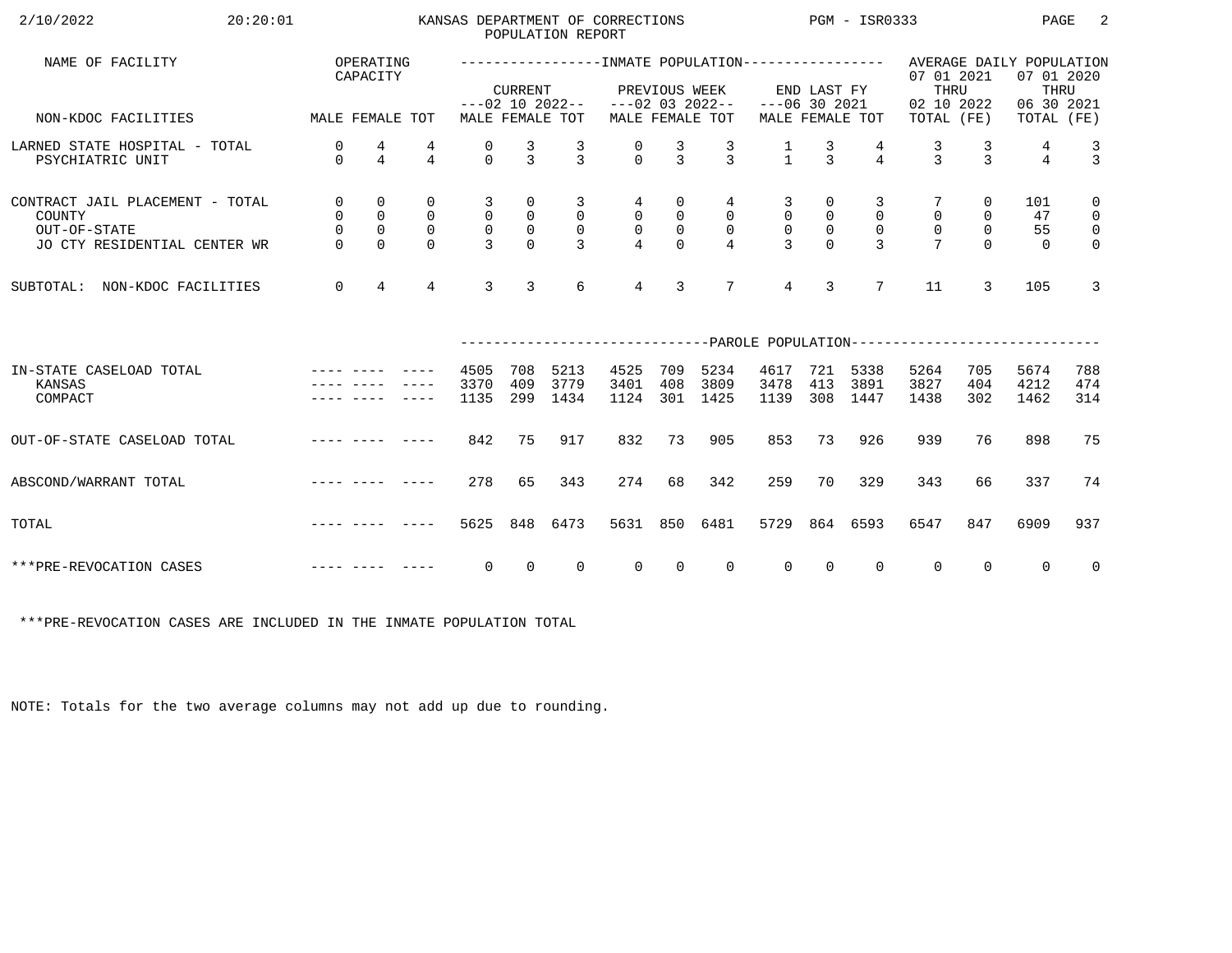# KANSAS DEPARTMENT OF CORRECTIONS
## POPULATION REPORT

2/10/2022 20:20:01 PGM - ISR0333

| NAME OF FACILITY | OPERATING CAPACITY | | | INMATE POPULATION | | | | | | | | | AVERAGE DAILY POPULATION | | | |
|---|---|---|---|---|---|---|---|---|---|---|---|---|---|---|---|---|
| | | | | CURRENT ---02 10 2022-- | | | PREVIOUS WEEK ---02 03 2022-- | | | END LAST FY ---06 30 2021 | | | 07 01 2021 THRU 02 10 2022 | | 07 01 2020 THRU 06 30 2021 | |
| NON-KDOC FACILITIES | MALE | FEMALE | TOT | MALE | FEMALE | TOT | MALE | FEMALE | TOT | MALE | FEMALE | TOT | TOTAL | (FE) | TOTAL | (FE) |
| LARNED STATE HOSPITAL - TOTAL | 0 | 4 | 4 | 0 | 3 | 3 | 0 | 3 | 3 | 1 | 3 | 4 | 3 | 3 | 4 | 3 |
| PSYCHIATRIC UNIT | 0 | 4 | 4 | 0 | 3 | 3 | 0 | 3 | 3 | 1 | 3 | 4 | 3 | 3 | 4 | 3 |
| CONTRACT JAIL PLACEMENT - TOTAL | 0 | 0 | 0 | 3 | 0 | 3 | 4 | 0 | 4 | 3 | 0 | 3 | 7 | 0 | 101 | 0 |
| COUNTY | 0 | 0 | 0 | 0 | 0 | 0 | 0 | 0 | 0 | 0 | 0 | 0 | 0 | 0 | 47 | 0 |
| OUT-OF-STATE | 0 | 0 | 0 | 0 | 0 | 0 | 0 | 0 | 0 | 0 | 0 | 0 | 0 | 0 | 55 | 0 |
| JO CTY RESIDENTIAL CENTER WR | 0 | 0 | 0 | 3 | 0 | 3 | 4 | 0 | 4 | 3 | 0 | 3 | 7 | 0 | 0 | 0 |
| SUBTOTAL: NON-KDOC FACILITIES | 0 | 4 | 4 | 3 | 3 | 6 | 4 | 3 | 7 | 4 | 3 | 7 | 11 | 3 | 105 | 3 |
| | | | | PAROLE POPULATION | | | | | | | | | | | | |
| IN-STATE CASELOAD TOTAL | ---- | ---- | ---- | 4505 | 708 | 5213 | 4525 | 709 | 5234 | 4617 | 721 | 5338 | 5264 | 705 | 5674 | 788 |
| KANSAS | ---- | ---- | ---- | 3370 | 409 | 3779 | 3401 | 408 | 3809 | 3478 | 413 | 3891 | 3827 | 404 | 4212 | 474 |
| COMPACT | ---- | ---- | ---- | 1135 | 299 | 1434 | 1124 | 301 | 1425 | 1139 | 308 | 1447 | 1438 | 302 | 1462 | 314 |
| OUT-OF-STATE CASELOAD TOTAL | ---- | ---- | ---- | 842 | 75 | 917 | 832 | 73 | 905 | 853 | 73 | 926 | 939 | 76 | 898 | 75 |
| ABSCOND/WARRANT TOTAL | ---- | ---- | ---- | 278 | 65 | 343 | 274 | 68 | 342 | 259 | 70 | 329 | 343 | 66 | 337 | 74 |
| TOTAL | ---- | ---- | ---- | 5625 | 848 | 6473 | 5631 | 850 | 6481 | 5729 | 864 | 6593 | 6547 | 847 | 6909 | 937 |
| ***PRE-REVOCATION CASES | ---- | ---- | ---- | 0 | 0 | 0 | 0 | 0 | 0 | 0 | 0 | 0 | 0 | 0 | 0 | 0 |

***PRE-REVOCATION CASES ARE INCLUDED IN THE INMATE POPULATION TOTAL

NOTE: Totals for the two average columns may not add up due to rounding.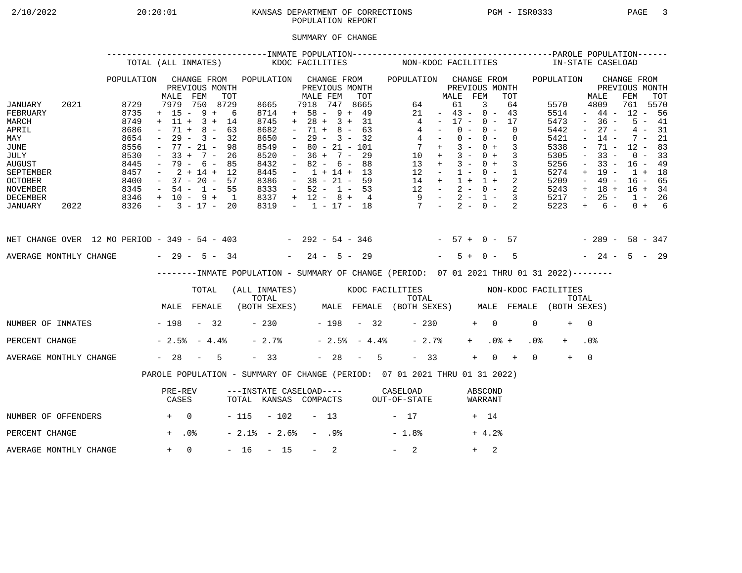KANSAS DEPARTMENT OF CORRECTIONS
POPULATION REPORT

2/10/2022 20:20:01 PGM - ISR0333

## SUMMARY OF CHANGE

| | | INMATE POPULATION | | | | | | | | | | | | PAROLE POPULATION | | | |
|---|---|---|---|---|---|---|---|---|---|---|---|---|---|---|---|---|---|
| | | TOTAL (ALL INMATES) | | | | KDOC FACILITIES | | | | NON-KDOC FACILITIES | | | | IN-STATE CASELOAD | | | |
| | | POPULATION | CHANGE FROM PREVIOUS MONTH | | | POPULATION | CHANGE FROM PREVIOUS MONTH | | | POPULATION | CHANGE FROM PREVIOUS MONTH | | | POPULATION | CHANGE FROM PREVIOUS MONTH | | |
| | | | MALE | FEM | TOT | | MALE | FEM | TOT | | MALE | FEM | TOT | | MALE | FEM | TOT |
| JANUARY | 2021 | 8729 | 7979 | 750 | 8729 | 8665 | 7918 | 747 | 8665 | 64 | 61 | 3 | 64 | 5570 | 4809 | 761 | 5570 |
| FEBRUARY | | 8735 | + 15 | - 9 | + 6 | 8714 | + 58 | - 9 | + 49 | 21 | - 43 | - 0 | - 43 | 5514 | - 44 | - 12 | - 56 |
| MARCH | | 8749 | + 11 | + 3 | + 14 | 8745 | + 28 | + 3 | + 31 | 4 | - 17 | - 0 | - 17 | 5473 | - 36 | - 5 | - 41 |
| APRIL | | 8686 | - 71 | + 8 | - 63 | 8682 | - 71 | + 8 | - 63 | 4 | - 0 | - 0 | 0 | 5442 | - 27 | - 4 | - 31 |
| MAY | | 8654 | - 29 | - 3 | - 32 | 8650 | - 29 | - 3 | - 32 | 4 | - 0 | - 0 | 0 | 5421 | - 14 | - 7 | - 21 |
| JUNE | | 8556 | - 77 | - 21 | - 98 | 8549 | - 80 | - 21 | - 101 | 7 | + 3 | - 0 | + 3 | 5338 | - 71 | - 12 | - 83 |
| JULY | | 8530 | - 33 | + 7 | - 26 | 8520 | - 36 | + 7 | - 29 | 10 | + 3 | - 0 | + 3 | 5305 | - 33 | - 0 | - 33 |
| AUGUST | | 8445 | - 79 | - 6 | - 85 | 8432 | - 82 | - 6 | - 88 | 13 | + 3 | - 0 | + 3 | 5256 | - 33 | - 16 | - 49 |
| SEPTEMBER | | 8457 | - 2 | + 14 | + 12 | 8445 | - 1 | + 14 | + 13 | 12 | - 1 | - 0 | - 1 | 5274 | + 19 | - 1 | + 18 |
| OCTOBER | | 8400 | - 37 | - 20 | - 57 | 8386 | - 38 | - 21 | - 59 | 14 | + 1 | + 1 | + 2 | 5209 | - 49 | - 16 | - 65 |
| NOVEMBER | | 8345 | - 54 | - 1 | - 55 | 8333 | - 52 | - 1 | - 53 | 12 | - 2 | - 0 | - 2 | 5243 | + 18 | + 16 | + 34 |
| DECEMBER | | 8346 | + 10 | - 9 | + 1 | 8337 | + 12 | - 8 | + 4 | 9 | - 2 | - 1 | - 3 | 5217 | - 25 | - 1 | - 26 |
| JANUARY | 2022 | 8326 | - 3 | - 17 | - 20 | 8319 | - 1 | - 17 | - 18 | 7 | - 2 | - 0 | - 2 | 5223 | + 6 | - 0 | + 6 |
| NET CHANGE OVER 12 MO PERIOD | | | - 349 | - 54 | - 403 | | - 292 | - 54 | - 346 | | - 57 | + 0 | - 57 | | - 289 | - 58 | - 347 |
| AVERAGE MONTHLY CHANGE | | | - 29 | - 5 | - 34 | | - 24 | - 5 | - 29 | | - 5 | + 0 | - 5 | | - 24 | - 5 | - 29 |

### INMATE POPULATION - SUMMARY OF CHANGE (PERIOD: 07 01 2021 THRU 01 31 2022)

| | TOTAL (ALL INMATES) | | | KDOC FACILITIES | | | NON-KDOC FACILITIES | | |
|---|---|---|---|---|---|---|---|---|---|
| | MALE | FEMALE | TOTAL (BOTH SEXES) | MALE | FEMALE | TOTAL (BOTH SEXES) | MALE | FEMALE | TOTAL (BOTH SEXES) |
| NUMBER OF INMATES | - 198 | - 32 | - 230 | - 198 | - 32 | - 230 | + 0 | 0 | + 0 |
| PERCENT CHANGE | - 2.5% | - 4.4% | - 2.7% | - 2.5% | - 4.4% | - 2.7% | + .0% | + .0% | + .0% |
| AVERAGE MONTHLY CHANGE | - 28 | - 5 | - 33 | - 28 | - 5 | - 33 | + 0 | + 0 | + 0 |

### PAROLE POPULATION - SUMMARY OF CHANGE (PERIOD: 07 01 2021 THRU 01 31 2022)

| | PRE-REV CASES | ---INSTATE CASELOAD---- TOTAL | KANSAS | COMPACTS | CASELOAD OUT-OF-STATE | ABSCOND WARRANT |
|---|---|---|---|---|---|---|
| NUMBER OF OFFENDERS | + 0 | - 115 | - 102 | - 13 | - 17 | + 14 |
| PERCENT CHANGE | + .0% | - 2.1% | - 2.6% | - .9% | - 1.8% | + 4.2% |
| AVERAGE MONTHLY CHANGE | + 0 | - 16 | - 15 | - 2 | - 2 | + 2 |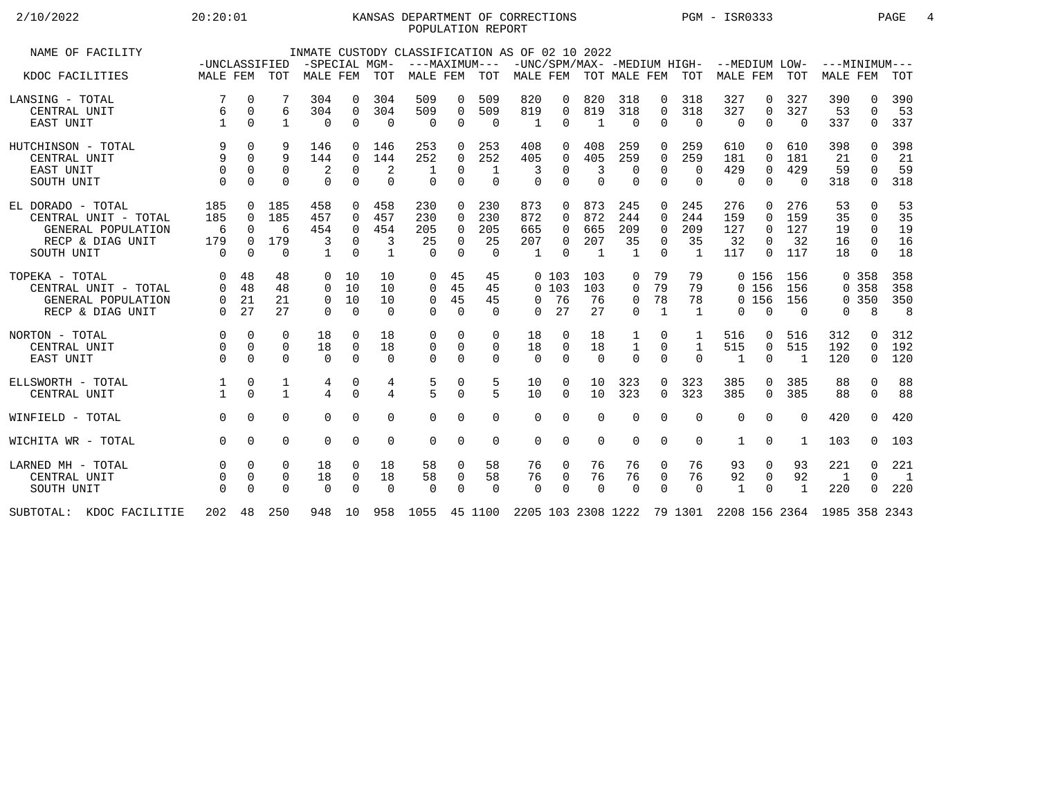KANSAS DEPARTMENT OF CORRECTIONS
POPULATION REPORT

INMATE CUSTODY CLASSIFICATION AS OF 02 10 2022

| NAME OF FACILITY | -UNCLASSIFIED | | | -SPECIAL MGM- | | | ---MAXIMUM--- | | | -UNC/SPM/MAX- | | | -MEDIUM HIGH- | | | --MEDIUM LOW- | | | ---MINIMUM--- | | |
|---|---|---|---|---|---|---|---|---|---|---|---|---|---|---|---|---|---|---|---|---|---|
| KDOC FACILITIES | MALE | FEM | TOT | MALE | FEM | TOT | MALE | FEM | TOT | MALE | FEM | TOT | MALE | FEM | TOT | MALE | FEM | TOT | MALE | FEM | TOT |
| LANSING - TOTAL | 7 | 0 | 7 | 304 | 0 | 304 | 509 | 0 | 509 | 820 | 0 | 820 | 318 | 0 | 318 | 327 | 0 | 327 | 390 | 0 | 390 |
| CENTRAL UNIT | 6 | 0 | 6 | 304 | 0 | 304 | 509 | 0 | 509 | 819 | 0 | 819 | 318 | 0 | 318 | 327 | 0 | 327 | 53 | 0 | 53 |
| EAST UNIT | 1 | 0 | 1 | 0 | 0 | 0 | 0 | 0 | 0 | 1 | 0 | 1 | 0 | 0 | 0 | 0 | 0 | 0 | 337 | 0 | 337 |
| HUTCHINSON - TOTAL | 9 | 0 | 9 | 146 | 0 | 146 | 253 | 0 | 253 | 408 | 0 | 408 | 259 | 0 | 259 | 610 | 0 | 610 | 398 | 0 | 398 |
| CENTRAL UNIT | 9 | 0 | 9 | 144 | 0 | 144 | 252 | 0 | 252 | 405 | 0 | 405 | 259 | 0 | 259 | 181 | 0 | 181 | 21 | 0 | 21 |
| EAST UNIT | 0 | 0 | 0 | 2 | 0 | 2 | 1 | 0 | 1 | 3 | 0 | 3 | 0 | 0 | 0 | 429 | 0 | 429 | 59 | 0 | 59 |
| SOUTH UNIT | 0 | 0 | 0 | 0 | 0 | 0 | 0 | 0 | 0 | 0 | 0 | 0 | 0 | 0 | 0 | 0 | 0 | 0 | 318 | 0 | 318 |
| EL DORADO - TOTAL | 185 | 0 | 185 | 458 | 0 | 458 | 230 | 0 | 230 | 873 | 0 | 873 | 245 | 0 | 245 | 276 | 0 | 276 | 53 | 0 | 53 |
| CENTRAL UNIT - TOTAL | 185 | 0 | 185 | 457 | 0 | 457 | 230 | 0 | 230 | 872 | 0 | 872 | 244 | 0 | 244 | 159 | 0 | 159 | 35 | 0 | 35 |
| GENERAL POPULATION | 6 | 0 | 6 | 454 | 0 | 454 | 205 | 0 | 205 | 665 | 0 | 665 | 209 | 0 | 209 | 127 | 0 | 127 | 19 | 0 | 19 |
| RECP & DIAG UNIT | 179 | 0 | 179 | 3 | 0 | 3 | 25 | 0 | 25 | 207 | 0 | 207 | 35 | 0 | 35 | 32 | 0 | 32 | 16 | 0 | 16 |
| SOUTH UNIT | 0 | 0 | 0 | 1 | 0 | 1 | 0 | 0 | 0 | 1 | 0 | 1 | 1 | 0 | 1 | 117 | 0 | 117 | 18 | 0 | 18 |
| TOPEKA - TOTAL | 0 | 48 | 48 | 0 | 10 | 10 | 0 | 45 | 45 | 0 | 103 | 103 | 0 | 79 | 79 | 0 | 156 | 156 | 0 | 358 | 358 |
| CENTRAL UNIT - TOTAL | 0 | 48 | 48 | 0 | 10 | 10 | 0 | 45 | 45 | 0 | 103 | 103 | 0 | 79 | 79 | 0 | 156 | 156 | 0 | 358 | 358 |
| GENERAL POPULATION | 0 | 21 | 21 | 0 | 10 | 10 | 0 | 45 | 45 | 0 | 76 | 76 | 0 | 78 | 78 | 0 | 156 | 156 | 0 | 350 | 350 |
| RECP & DIAG UNIT | 0 | 27 | 27 | 0 | 0 | 0 | 0 | 0 | 0 | 0 | 27 | 27 | 0 | 1 | 1 | 0 | 0 | 0 | 0 | 8 | 8 |
| NORTON - TOTAL | 0 | 0 | 0 | 18 | 0 | 18 | 0 | 0 | 0 | 18 | 0 | 18 | 1 | 0 | 1 | 516 | 0 | 516 | 312 | 0 | 312 |
| CENTRAL UNIT | 0 | 0 | 0 | 18 | 0 | 18 | 0 | 0 | 0 | 18 | 0 | 18 | 1 | 0 | 1 | 515 | 0 | 515 | 192 | 0 | 192 |
| EAST UNIT | 0 | 0 | 0 | 0 | 0 | 0 | 0 | 0 | 0 | 0 | 0 | 0 | 0 | 0 | 0 | 1 | 0 | 1 | 120 | 0 | 120 |
| ELLSWORTH - TOTAL | 1 | 0 | 1 | 4 | 0 | 4 | 5 | 0 | 5 | 10 | 0 | 10 | 323 | 0 | 323 | 385 | 0 | 385 | 88 | 0 | 88 |
| CENTRAL UNIT | 1 | 0 | 1 | 4 | 0 | 4 | 5 | 0 | 5 | 10 | 0 | 10 | 323 | 0 | 323 | 385 | 0 | 385 | 88 | 0 | 88 |
| WINFIELD - TOTAL | 0 | 0 | 0 | 0 | 0 | 0 | 0 | 0 | 0 | 0 | 0 | 0 | 0 | 0 | 0 | 0 | 0 | 0 | 420 | 0 | 420 |
| WICHITA WR - TOTAL | 0 | 0 | 0 | 0 | 0 | 0 | 0 | 0 | 0 | 0 | 0 | 0 | 0 | 0 | 0 | 1 | 0 | 1 | 103 | 0 | 103 |
| LARNED MH - TOTAL | 0 | 0 | 0 | 18 | 0 | 18 | 58 | 0 | 58 | 76 | 0 | 76 | 76 | 0 | 76 | 93 | 0 | 93 | 221 | 0 | 221 |
| CENTRAL UNIT | 0 | 0 | 0 | 18 | 0 | 18 | 58 | 0 | 58 | 76 | 0 | 76 | 76 | 0 | 76 | 92 | 0 | 92 | 1 | 0 | 1 |
| SOUTH UNIT | 0 | 0 | 0 | 0 | 0 | 0 | 0 | 0 | 0 | 0 | 0 | 0 | 0 | 0 | 0 | 1 | 0 | 1 | 220 | 0 | 220 |
| SUBTOTAL: KDOC FACILITIE | 202 | 48 | 250 | 948 | 10 | 958 | 1055 | 45 | 1100 | 2205 | 103 | 2308 | 1222 | 79 | 1301 | 2208 | 156 | 2364 | 1985 | 358 | 2343 |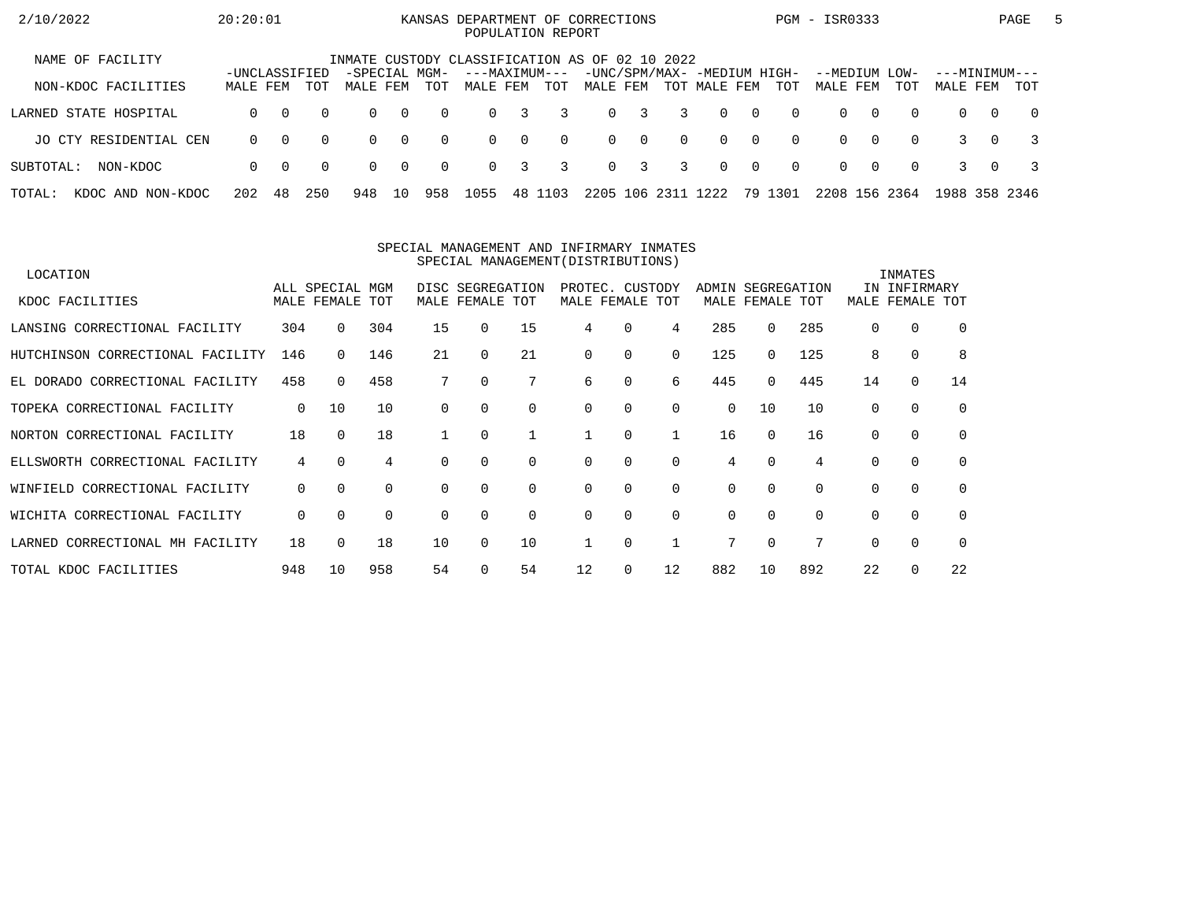KANSAS DEPARTMENT OF CORRECTIONS
POPULATION REPORT

INMATE CUSTODY CLASSIFICATION AS OF 02 10 2022

| NAME OF FACILITY / NON-KDOC FACILITIES | -UNCLASSIFIED- | | | -SPECIAL MGM- | | | ---MAXIMUM--- | | | -UNC/SPM/MAX- | | | -MEDIUM HIGH- | | | --MEDIUM LOW- | | | ---MINIMUM--- | | |
|---|---|---|---|---|---|---|---|---|---|---|---|---|---|---|---|---|---|---|---|---|---|
| | MALE | FEM | TOT | MALE | FEM | TOT | MALE | FEM | TOT | MALE | FEM | TOT | MALE | FEM | TOT | MALE | FEM | TOT | MALE | FEM | TOT |
| LARNED STATE HOSPITAL | 0 | 0 | 0 | 0 | 0 | 0 | 0 | 3 | 3 | 0 | 3 | 3 | 0 | 0 | 0 | 0 | 0 | 0 | 0 | 0 | 0 |
| JO CTY RESIDENTIAL CEN | 0 | 0 | 0 | 0 | 0 | 0 | 0 | 0 | 0 | 0 | 0 | 0 | 0 | 0 | 0 | 0 | 0 | 0 | 3 | 0 | 3 |
| SUBTOTAL: NON-KDOC | 0 | 0 | 0 | 0 | 0 | 0 | 0 | 3 | 3 | 0 | 3 | 3 | 0 | 0 | 0 | 0 | 0 | 0 | 3 | 0 | 3 |
| TOTAL: KDOC AND NON-KDOC | 202 | 48 | 250 | 948 | 10 | 958 | 1055 | 48 | 1103 | 2205 | 106 | 2311 | 1222 | 79 | 1301 | 2208 | 156 | 2364 | 1988 | 358 | 2346 |

SPECIAL MANAGEMENT AND INFIRMARY INMATES
SPECIAL MANAGEMENT(DISTRIBUTIONS)

| LOCATION / KDOC FACILITIES | ALL SPECIAL MGM | | | DISC SEGREGATION | | | PROTEC. CUSTODY | | | ADMIN SEGREGATION | | | INMATES IN INFIRMARY | | |
|---|---|---|---|---|---|---|---|---|---|---|---|---|---|---|---|
| | MALE | FEMALE | TOT | MALE | FEMALE | TOT | MALE | FEMALE | TOT | MALE | FEMALE | TOT | MALE | FEMALE | TOT |
| LANSING CORRECTIONAL FACILITY | 304 | 0 | 304 | 15 | 0 | 15 | 4 | 0 | 4 | 285 | 0 | 285 | 0 | 0 | 0 |
| HUTCHINSON CORRECTIONAL FACILITY | 146 | 0 | 146 | 21 | 0 | 21 | 0 | 0 | 0 | 125 | 0 | 125 | 8 | 0 | 8 |
| EL DORADO CORRECTIONAL FACILITY | 458 | 0 | 458 | 7 | 0 | 7 | 6 | 0 | 6 | 445 | 0 | 445 | 14 | 0 | 14 |
| TOPEKA CORRECTIONAL FACILITY | 0 | 10 | 10 | 0 | 0 | 0 | 0 | 0 | 0 | 0 | 10 | 10 | 0 | 0 | 0 |
| NORTON CORRECTIONAL FACILITY | 18 | 0 | 18 | 1 | 0 | 1 | 1 | 0 | 1 | 16 | 0 | 16 | 0 | 0 | 0 |
| ELLSWORTH CORRECTIONAL FACILITY | 4 | 0 | 4 | 0 | 0 | 0 | 0 | 0 | 0 | 4 | 0 | 4 | 0 | 0 | 0 |
| WINFIELD CORRECTIONAL FACILITY | 0 | 0 | 0 | 0 | 0 | 0 | 0 | 0 | 0 | 0 | 0 | 0 | 0 | 0 | 0 |
| WICHITA CORRECTIONAL FACILITY | 0 | 0 | 0 | 0 | 0 | 0 | 0 | 0 | 0 | 0 | 0 | 0 | 0 | 0 | 0 |
| LARNED CORRECTIONAL MH FACILITY | 18 | 0 | 18 | 10 | 0 | 10 | 1 | 0 | 1 | 7 | 0 | 7 | 0 | 0 | 0 |
| TOTAL KDOC FACILITIES | 948 | 10 | 958 | 54 | 0 | 54 | 12 | 0 | 12 | 882 | 10 | 892 | 22 | 0 | 22 |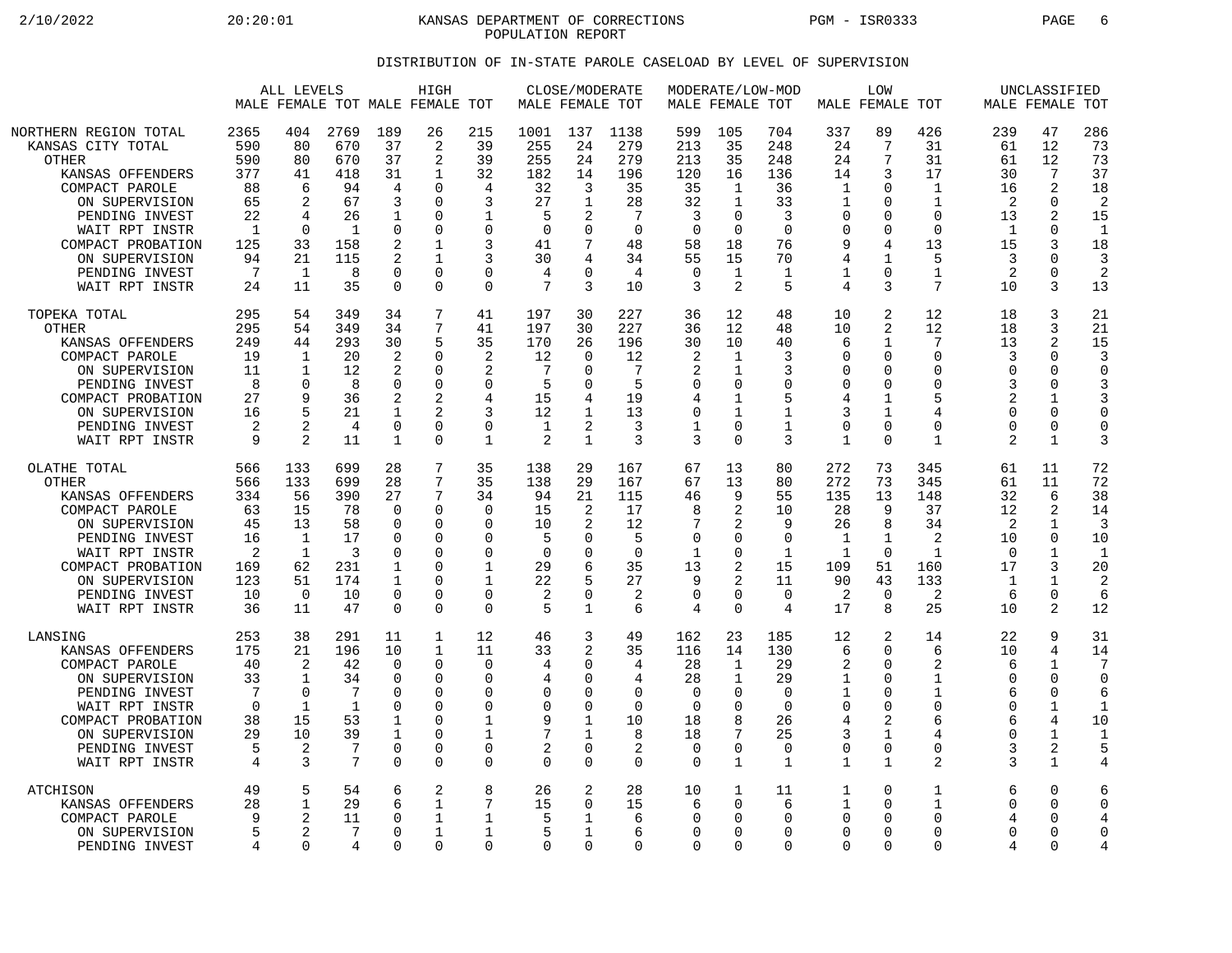KANSAS DEPARTMENT OF CORRECTIONS
POPULATION REPORT

## DISTRIBUTION OF IN-STATE PAROLE CASELOAD BY LEVEL OF SUPERVISION

| | ALL LEVELS | | | HIGH | | | CLOSE/MODERATE | | | MODERATE/LOW-MOD | | | LOW | | | UNCLASSIFIED | | |
|---|---|---|---|---|---|---|---|---|---|---|---|---|---|---|---|---|---|---|
| | MALE | FEMALE | TOT | MALE | FEMALE | TOT | MALE | FEMALE | TOT | MALE | FEMALE | TOT | MALE | FEMALE | TOT | MALE | FEMALE | TOT |
| NORTHERN REGION TOTAL | 2365 | 404 | 2769 | 189 | 26 | 215 | 1001 | 137 | 1138 | 599 | 105 | 704 | 337 | 89 | 426 | 239 | 47 | 286 |
| KANSAS CITY TOTAL | 590 | 80 | 670 | 37 | 2 | 39 | 255 | 24 | 279 | 213 | 35 | 248 | 24 | 7 | 31 | 61 | 12 | 73 |
| OTHER | 590 | 80 | 670 | 37 | 2 | 39 | 255 | 24 | 279 | 213 | 35 | 248 | 24 | 7 | 31 | 61 | 12 | 73 |
| KANSAS OFFENDERS | 377 | 41 | 418 | 31 | 1 | 32 | 182 | 14 | 196 | 120 | 16 | 136 | 14 | 3 | 17 | 30 | 7 | 37 |
| COMPACT PAROLE | 88 | 6 | 94 | 4 | 0 | 4 | 32 | 3 | 35 | 35 | 1 | 36 | 1 | 0 | 1 | 16 | 2 | 18 |
| ON SUPERVISION | 65 | 2 | 67 | 3 | 0 | 3 | 27 | 1 | 28 | 32 | 1 | 33 | 1 | 0 | 1 | 2 | 0 | 2 |
| PENDING INVEST | 22 | 4 | 26 | 1 | 0 | 1 | 5 | 2 | 7 | 3 | 0 | 3 | 0 | 0 | 0 | 13 | 2 | 15 |
| WAIT RPT INSTR | 1 | 0 | 1 | 0 | 0 | 0 | 0 | 0 | 0 | 0 | 0 | 0 | 0 | 0 | 0 | 1 | 0 | 1 |
| COMPACT PROBATION | 125 | 33 | 158 | 2 | 1 | 3 | 41 | 7 | 48 | 58 | 18 | 76 | 9 | 4 | 13 | 15 | 3 | 18 |
| ON SUPERVISION | 94 | 21 | 115 | 2 | 1 | 3 | 30 | 4 | 34 | 55 | 15 | 70 | 4 | 1 | 5 | 3 | 0 | 3 |
| PENDING INVEST | 7 | 1 | 8 | 0 | 0 | 0 | 4 | 0 | 4 | 0 | 1 | 1 | 1 | 0 | 1 | 2 | 0 | 2 |
| WAIT RPT INSTR | 24 | 11 | 35 | 0 | 0 | 0 | 7 | 3 | 10 | 3 | 2 | 5 | 4 | 3 | 7 | 10 | 3 | 13 |
| TOPEKA TOTAL | 295 | 54 | 349 | 34 | 7 | 41 | 197 | 30 | 227 | 36 | 12 | 48 | 10 | 2 | 12 | 18 | 3 | 21 |
| OTHER | 295 | 54 | 349 | 34 | 7 | 41 | 197 | 30 | 227 | 36 | 12 | 48 | 10 | 2 | 12 | 18 | 3 | 21 |
| KANSAS OFFENDERS | 249 | 44 | 293 | 30 | 5 | 35 | 170 | 26 | 196 | 30 | 10 | 40 | 6 | 1 | 7 | 13 | 2 | 15 |
| COMPACT PAROLE | 19 | 1 | 20 | 2 | 0 | 2 | 12 | 0 | 12 | 2 | 1 | 3 | 0 | 0 | 0 | 3 | 0 | 3 |
| ON SUPERVISION | 11 | 1 | 12 | 2 | 0 | 2 | 7 | 0 | 7 | 2 | 1 | 3 | 0 | 0 | 0 | 0 | 0 | 0 |
| PENDING INVEST | 8 | 0 | 8 | 0 | 0 | 0 | 5 | 0 | 5 | 0 | 0 | 0 | 0 | 0 | 0 | 3 | 0 | 3 |
| COMPACT PROBATION | 27 | 9 | 36 | 2 | 2 | 4 | 15 | 4 | 19 | 4 | 1 | 5 | 4 | 1 | 5 | 2 | 1 | 3 |
| ON SUPERVISION | 16 | 5 | 21 | 1 | 2 | 3 | 12 | 1 | 13 | 0 | 1 | 1 | 3 | 1 | 4 | 0 | 0 | 0 |
| PENDING INVEST | 2 | 2 | 4 | 0 | 0 | 0 | 1 | 2 | 3 | 1 | 0 | 1 | 0 | 0 | 0 | 0 | 0 | 0 |
| WAIT RPT INSTR | 9 | 2 | 11 | 1 | 0 | 1 | 2 | 1 | 3 | 3 | 0 | 3 | 1 | 0 | 1 | 2 | 1 | 3 |
| OLATHE TOTAL | 566 | 133 | 699 | 28 | 7 | 35 | 138 | 29 | 167 | 67 | 13 | 80 | 272 | 73 | 345 | 61 | 11 | 72 |
| OTHER | 566 | 133 | 699 | 28 | 7 | 35 | 138 | 29 | 167 | 67 | 13 | 80 | 272 | 73 | 345 | 61 | 11 | 72 |
| KANSAS OFFENDERS | 334 | 56 | 390 | 27 | 7 | 34 | 94 | 21 | 115 | 46 | 9 | 55 | 135 | 13 | 148 | 32 | 6 | 38 |
| COMPACT PAROLE | 63 | 15 | 78 | 0 | 0 | 0 | 15 | 2 | 17 | 8 | 2 | 10 | 28 | 9 | 37 | 12 | 2 | 14 |
| ON SUPERVISION | 45 | 13 | 58 | 0 | 0 | 0 | 10 | 2 | 12 | 7 | 2 | 9 | 26 | 8 | 34 | 2 | 1 | 3 |
| PENDING INVEST | 16 | 1 | 17 | 0 | 0 | 0 | 5 | 0 | 5 | 0 | 0 | 0 | 1 | 1 | 2 | 10 | 0 | 10 |
| WAIT RPT INSTR | 2 | 1 | 3 | 0 | 0 | 0 | 0 | 0 | 0 | 1 | 0 | 1 | 1 | 0 | 1 | 0 | 1 | 1 |
| COMPACT PROBATION | 169 | 62 | 231 | 1 | 0 | 1 | 29 | 6 | 35 | 13 | 2 | 15 | 109 | 51 | 160 | 17 | 3 | 20 |
| ON SUPERVISION | 123 | 51 | 174 | 1 | 0 | 1 | 22 | 5 | 27 | 9 | 2 | 11 | 90 | 43 | 133 | 1 | 1 | 2 |
| PENDING INVEST | 10 | 0 | 10 | 0 | 0 | 0 | 2 | 0 | 2 | 0 | 0 | 0 | 2 | 0 | 2 | 6 | 0 | 6 |
| WAIT RPT INSTR | 36 | 11 | 47 | 0 | 0 | 0 | 5 | 1 | 6 | 4 | 0 | 4 | 17 | 8 | 25 | 10 | 2 | 12 |
| LANSING | 253 | 38 | 291 | 11 | 1 | 12 | 46 | 3 | 49 | 162 | 23 | 185 | 12 | 2 | 14 | 22 | 9 | 31 |
| KANSAS OFFENDERS | 175 | 21 | 196 | 10 | 1 | 11 | 33 | 2 | 35 | 116 | 14 | 130 | 6 | 0 | 6 | 10 | 4 | 14 |
| COMPACT PAROLE | 40 | 2 | 42 | 0 | 0 | 0 | 4 | 0 | 4 | 28 | 1 | 29 | 2 | 0 | 2 | 6 | 1 | 7 |
| ON SUPERVISION | 33 | 1 | 34 | 0 | 0 | 0 | 4 | 0 | 4 | 28 | 1 | 29 | 1 | 0 | 1 | 0 | 0 | 0 |
| PENDING INVEST | 7 | 0 | 7 | 0 | 0 | 0 | 0 | 0 | 0 | 0 | 0 | 0 | 1 | 0 | 1 | 6 | 0 | 6 |
| WAIT RPT INSTR | 0 | 1 | 1 | 0 | 0 | 0 | 0 | 0 | 0 | 0 | 0 | 0 | 0 | 0 | 0 | 0 | 1 | 1 |
| COMPACT PROBATION | 38 | 15 | 53 | 1 | 0 | 1 | 9 | 1 | 10 | 18 | 8 | 26 | 4 | 2 | 6 | 6 | 4 | 10 |
| ON SUPERVISION | 29 | 10 | 39 | 1 | 0 | 1 | 7 | 1 | 8 | 18 | 7 | 25 | 3 | 1 | 4 | 0 | 1 | 1 |
| PENDING INVEST | 5 | 2 | 7 | 0 | 0 | 0 | 2 | 0 | 2 | 0 | 0 | 0 | 0 | 0 | 0 | 3 | 2 | 5 |
| WAIT RPT INSTR | 4 | 3 | 7 | 0 | 0 | 0 | 0 | 0 | 0 | 0 | 1 | 1 | 1 | 1 | 2 | 3 | 1 | 4 |
| ATCHISON | 49 | 5 | 54 | 6 | 2 | 8 | 26 | 2 | 28 | 10 | 1 | 11 | 1 | 0 | 1 | 6 | 0 | 6 |
| KANSAS OFFENDERS | 28 | 1 | 29 | 6 | 1 | 7 | 15 | 0 | 15 | 6 | 0 | 6 | 1 | 0 | 1 | 0 | 0 | 0 |
| COMPACT PAROLE | 9 | 2 | 11 | 0 | 1 | 1 | 5 | 1 | 6 | 0 | 0 | 0 | 0 | 0 | 0 | 4 | 0 | 4 |
| ON SUPERVISION | 5 | 2 | 7 | 0 | 1 | 1 | 5 | 1 | 6 | 0 | 0 | 0 | 0 | 0 | 0 | 0 | 0 | 0 |
| PENDING INVEST | 4 | 0 | 4 | 0 | 0 | 0 | 0 | 0 | 0 | 0 | 0 | 0 | 0 | 0 | 0 | 4 | 0 | 4 |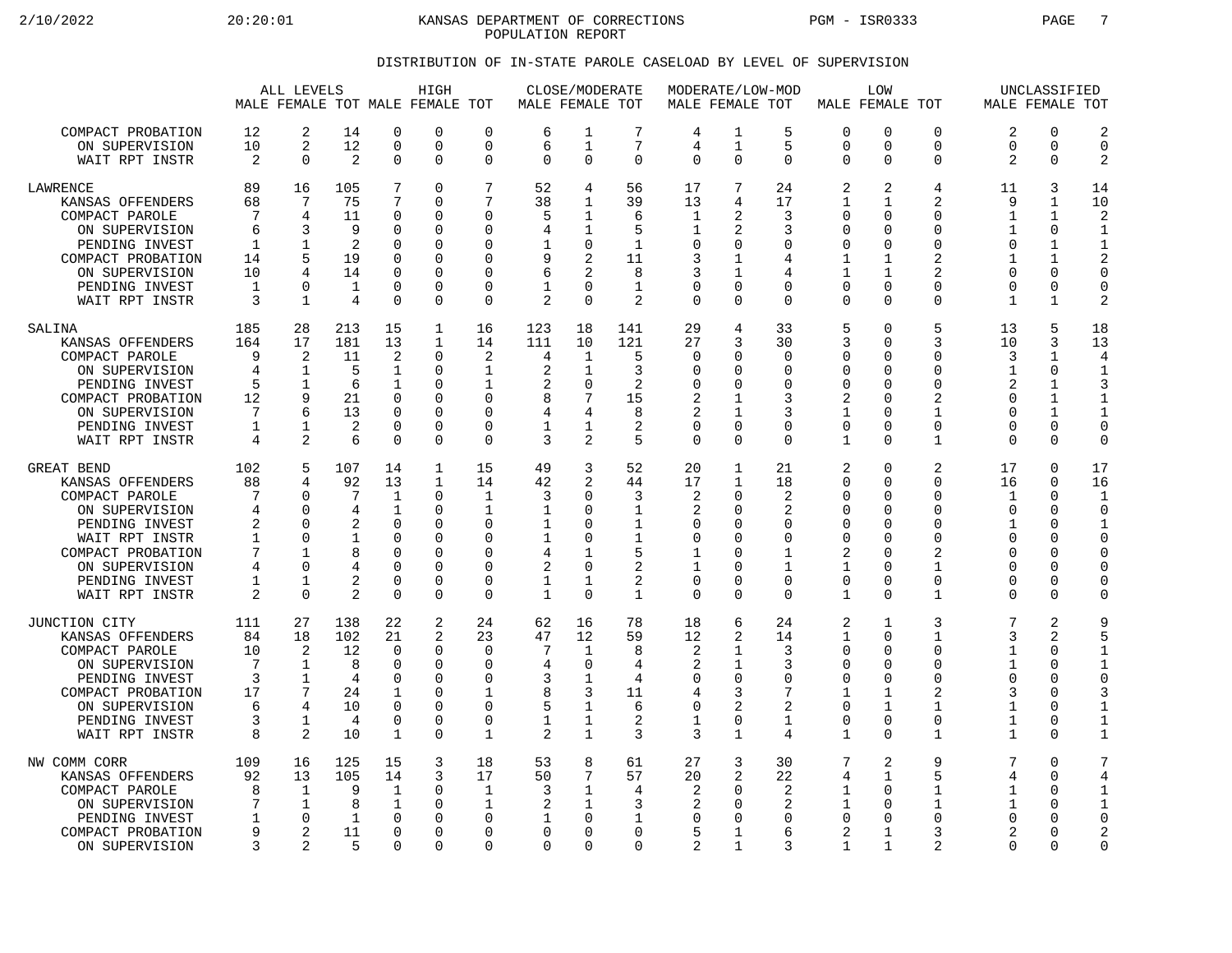KANSAS DEPARTMENT OF CORRECTIONS
POPULATION REPORT

DISTRIBUTION OF IN-STATE PAROLE CASELOAD BY LEVEL OF SUPERVISION

| | ALL LEVELS | | | HIGH | | | CLOSE/MODERATE | | | MODERATE/LOW-MOD | | | LOW | | | UNCLASSIFIED | | |
|---|---|---|---|---|---|---|---|---|---|---|---|---|---|---|---|---|---|---|
| | MALE | FEMALE | TOT | MALE | FEMALE | TOT | MALE | FEMALE | TOT | MALE | FEMALE | TOT | MALE | FEMALE | TOT | MALE | FEMALE | TOT |
| COMPACT PROBATION | 12 | 2 | 14 | 0 | 0 | 0 | 6 | 1 | 7 | 4 | 1 | 5 | 0 | 0 | 0 | 2 | 0 | 2 |
| ON SUPERVISION | 10 | 2 | 12 | 0 | 0 | 0 | 6 | 1 | 7 | 4 | 1 | 5 | 0 | 0 | 0 | 0 | 0 | 0 |
| WAIT RPT INSTR | 2 | 0 | 2 | 0 | 0 | 0 | 0 | 0 | 0 | 0 | 0 | 0 | 0 | 0 | 0 | 2 | 0 | 2 |
| LAWRENCE | 89 | 16 | 105 | 7 | 0 | 7 | 52 | 4 | 56 | 17 | 7 | 24 | 2 | 2 | 4 | 11 | 3 | 14 |
| KANSAS OFFENDERS | 68 | 7 | 75 | 7 | 0 | 7 | 38 | 1 | 39 | 13 | 4 | 17 | 1 | 1 | 2 | 9 | 1 | 10 |
| COMPACT PAROLE | 7 | 4 | 11 | 0 | 0 | 0 | 5 | 1 | 6 | 1 | 2 | 3 | 0 | 0 | 0 | 1 | 1 | 2 |
| ON SUPERVISION | 6 | 3 | 9 | 0 | 0 | 0 | 4 | 1 | 5 | 1 | 2 | 3 | 0 | 0 | 0 | 1 | 0 | 1 |
| PENDING INVEST | 1 | 1 | 2 | 0 | 0 | 0 | 1 | 0 | 1 | 0 | 0 | 0 | 0 | 0 | 0 | 0 | 1 | 1 |
| COMPACT PROBATION | 14 | 5 | 19 | 0 | 0 | 0 | 9 | 2 | 11 | 3 | 1 | 4 | 1 | 1 | 2 | 1 | 1 | 2 |
| ON SUPERVISION | 10 | 4 | 14 | 0 | 0 | 0 | 6 | 2 | 8 | 3 | 1 | 4 | 1 | 1 | 2 | 0 | 0 | 0 |
| PENDING INVEST | 1 | 0 | 1 | 0 | 0 | 0 | 1 | 0 | 1 | 0 | 0 | 0 | 0 | 0 | 0 | 0 | 0 | 0 |
| WAIT RPT INSTR | 3 | 1 | 4 | 0 | 0 | 0 | 2 | 0 | 2 | 0 | 0 | 0 | 0 | 0 | 0 | 1 | 1 | 2 |
| SALINA | 185 | 28 | 213 | 15 | 1 | 16 | 123 | 18 | 141 | 29 | 4 | 33 | 5 | 0 | 5 | 13 | 5 | 18 |
| KANSAS OFFENDERS | 164 | 17 | 181 | 13 | 1 | 14 | 111 | 10 | 121 | 27 | 3 | 30 | 3 | 0 | 3 | 10 | 3 | 13 |
| COMPACT PAROLE | 9 | 2 | 11 | 2 | 0 | 2 | 4 | 1 | 5 | 0 | 0 | 0 | 0 | 0 | 0 | 3 | 1 | 4 |
| ON SUPERVISION | 4 | 1 | 5 | 1 | 0 | 1 | 2 | 1 | 3 | 0 | 0 | 0 | 0 | 0 | 0 | 1 | 0 | 1 |
| PENDING INVEST | 5 | 1 | 6 | 1 | 0 | 1 | 2 | 0 | 2 | 0 | 0 | 0 | 0 | 0 | 0 | 2 | 1 | 3 |
| COMPACT PROBATION | 12 | 9 | 21 | 0 | 0 | 0 | 8 | 7 | 15 | 2 | 1 | 3 | 2 | 0 | 2 | 0 | 1 | 1 |
| ON SUPERVISION | 7 | 6 | 13 | 0 | 0 | 0 | 4 | 4 | 8 | 2 | 1 | 3 | 1 | 0 | 1 | 0 | 1 | 1 |
| PENDING INVEST | 1 | 1 | 2 | 0 | 0 | 0 | 1 | 1 | 2 | 0 | 0 | 0 | 0 | 0 | 0 | 0 | 0 | 0 |
| WAIT RPT INSTR | 4 | 2 | 6 | 0 | 0 | 0 | 3 | 2 | 5 | 0 | 0 | 0 | 1 | 0 | 1 | 0 | 0 | 0 |
| GREAT BEND | 102 | 5 | 107 | 14 | 1 | 15 | 49 | 3 | 52 | 20 | 1 | 21 | 2 | 0 | 2 | 17 | 0 | 17 |
| KANSAS OFFENDERS | 88 | 4 | 92 | 13 | 1 | 14 | 42 | 2 | 44 | 17 | 1 | 18 | 0 | 0 | 0 | 16 | 0 | 16 |
| COMPACT PAROLE | 7 | 0 | 7 | 1 | 0 | 1 | 3 | 0 | 3 | 2 | 0 | 2 | 0 | 0 | 0 | 1 | 0 | 1 |
| ON SUPERVISION | 4 | 0 | 4 | 1 | 0 | 1 | 1 | 0 | 1 | 2 | 0 | 2 | 0 | 0 | 0 | 0 | 0 | 0 |
| PENDING INVEST | 2 | 0 | 2 | 0 | 0 | 0 | 1 | 0 | 1 | 0 | 0 | 0 | 0 | 0 | 0 | 1 | 0 | 1 |
| WAIT RPT INSTR | 1 | 0 | 1 | 0 | 0 | 0 | 1 | 0 | 1 | 0 | 0 | 0 | 0 | 0 | 0 | 0 | 0 | 0 |
| COMPACT PROBATION | 7 | 1 | 8 | 0 | 0 | 0 | 4 | 1 | 5 | 1 | 0 | 1 | 2 | 0 | 2 | 0 | 0 | 0 |
| ON SUPERVISION | 4 | 0 | 4 | 0 | 0 | 0 | 2 | 0 | 2 | 1 | 0 | 1 | 1 | 0 | 1 | 0 | 0 | 0 |
| PENDING INVEST | 1 | 1 | 2 | 0 | 0 | 0 | 1 | 1 | 2 | 0 | 0 | 0 | 0 | 0 | 0 | 0 | 0 | 0 |
| WAIT RPT INSTR | 2 | 0 | 2 | 0 | 0 | 0 | 1 | 0 | 1 | 0 | 0 | 0 | 1 | 0 | 1 | 0 | 0 | 0 |
| JUNCTION CITY | 111 | 27 | 138 | 22 | 2 | 24 | 62 | 16 | 78 | 18 | 6 | 24 | 2 | 1 | 3 | 7 | 2 | 9 |
| KANSAS OFFENDERS | 84 | 18 | 102 | 21 | 2 | 23 | 47 | 12 | 59 | 12 | 2 | 14 | 1 | 0 | 1 | 3 | 2 | 5 |
| COMPACT PAROLE | 10 | 2 | 12 | 0 | 0 | 0 | 7 | 1 | 8 | 2 | 1 | 3 | 0 | 0 | 0 | 1 | 0 | 1 |
| ON SUPERVISION | 7 | 1 | 8 | 0 | 0 | 0 | 4 | 0 | 4 | 2 | 1 | 3 | 0 | 0 | 0 | 1 | 0 | 1 |
| PENDING INVEST | 3 | 1 | 4 | 0 | 0 | 0 | 3 | 1 | 4 | 0 | 0 | 0 | 0 | 0 | 0 | 0 | 0 | 0 |
| COMPACT PROBATION | 17 | 7 | 24 | 1 | 0 | 1 | 8 | 3 | 11 | 4 | 3 | 7 | 1 | 1 | 2 | 3 | 0 | 3 |
| ON SUPERVISION | 6 | 4 | 10 | 0 | 0 | 0 | 5 | 1 | 6 | 0 | 2 | 2 | 0 | 1 | 1 | 1 | 0 | 1 |
| PENDING INVEST | 3 | 1 | 4 | 0 | 0 | 0 | 1 | 1 | 2 | 1 | 0 | 1 | 0 | 0 | 0 | 1 | 0 | 1 |
| WAIT RPT INSTR | 8 | 2 | 10 | 1 | 0 | 1 | 2 | 1 | 3 | 3 | 1 | 4 | 1 | 0 | 1 | 1 | 0 | 1 |
| NW COMM CORR | 109 | 16 | 125 | 15 | 3 | 18 | 53 | 8 | 61 | 27 | 3 | 30 | 7 | 2 | 9 | 7 | 0 | 7 |
| KANSAS OFFENDERS | 92 | 13 | 105 | 14 | 3 | 17 | 50 | 7 | 57 | 20 | 2 | 22 | 4 | 1 | 5 | 4 | 0 | 4 |
| COMPACT PAROLE | 8 | 1 | 9 | 1 | 0 | 1 | 3 | 1 | 4 | 2 | 0 | 2 | 1 | 0 | 1 | 1 | 0 | 1 |
| ON SUPERVISION | 7 | 1 | 8 | 1 | 0 | 1 | 2 | 1 | 3 | 2 | 0 | 2 | 1 | 0 | 1 | 1 | 0 | 1 |
| PENDING INVEST | 1 | 0 | 1 | 0 | 0 | 0 | 1 | 0 | 1 | 0 | 0 | 0 | 0 | 0 | 0 | 0 | 0 | 0 |
| COMPACT PROBATION | 9 | 2 | 11 | 0 | 0 | 0 | 0 | 0 | 0 | 5 | 1 | 6 | 2 | 1 | 3 | 2 | 0 | 2 |
| ON SUPERVISION | 3 | 2 | 5 | 0 | 0 | 0 | 0 | 0 | 0 | 2 | 1 | 3 | 1 | 1 | 2 | 0 | 0 | 0 |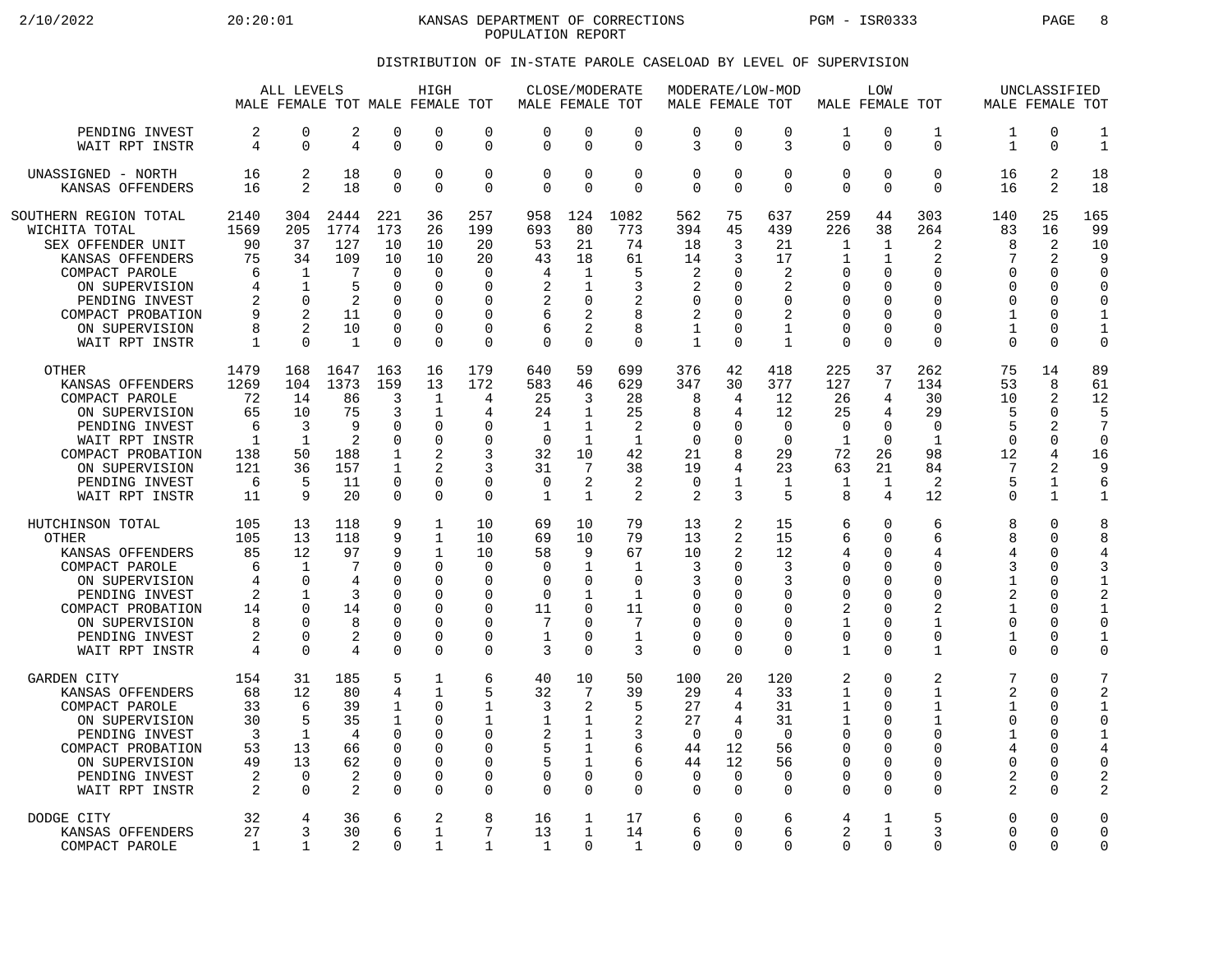KANSAS DEPARTMENT OF CORRECTIONS
POPULATION REPORT

## DISTRIBUTION OF IN-STATE PAROLE CASELOAD BY LEVEL OF SUPERVISION

| | ALL LEVELS | | | HIGH | | | CLOSE/MODERATE | | | MODERATE/LOW-MOD | | | LOW | | | UNCLASSIFIED | | |
|---|---|---|---|---|---|---|---|---|---|---|---|---|---|---|---|---|---|---|
| | MALE | FEMALE | TOT | MALE | FEMALE | TOT | MALE | FEMALE | TOT | MALE | FEMALE | TOT | MALE | FEMALE | TOT | MALE | FEMALE | TOT |
| PENDING INVEST | 2 | 0 | 2 | 0 | 0 | 0 | 0 | 0 | 0 | 0 | 0 | 0 | 1 | 0 | 1 | 1 | 0 | 1 |
| WAIT RPT INSTR | 4 | 0 | 4 | 0 | 0 | 0 | 0 | 0 | 0 | 3 | 0 | 3 | 0 | 0 | 0 | 1 | 0 | 1 |
| UNASSIGNED - NORTH | 16 | 2 | 18 | 0 | 0 | 0 | 0 | 0 | 0 | 0 | 0 | 0 | 0 | 0 | 0 | 16 | 2 | 18 |
| KANSAS OFFENDERS | 16 | 2 | 18 | 0 | 0 | 0 | 0 | 0 | 0 | 0 | 0 | 0 | 0 | 0 | 0 | 16 | 2 | 18 |
| SOUTHERN REGION TOTAL | 2140 | 304 | 2444 | 221 | 36 | 257 | 958 | 124 | 1082 | 562 | 75 | 637 | 259 | 44 | 303 | 140 | 25 | 165 |
| WICHITA TOTAL | 1569 | 205 | 1774 | 173 | 26 | 199 | 693 | 80 | 773 | 394 | 45 | 439 | 226 | 38 | 264 | 83 | 16 | 99 |
| SEX OFFENDER UNIT | 90 | 37 | 127 | 10 | 10 | 20 | 53 | 21 | 74 | 18 | 3 | 21 | 1 | 1 | 2 | 8 | 2 | 10 |
| KANSAS OFFENDERS | 75 | 34 | 109 | 10 | 10 | 20 | 43 | 18 | 61 | 14 | 3 | 17 | 1 | 1 | 2 | 7 | 2 | 9 |
| COMPACT PAROLE | 6 | 1 | 7 | 0 | 0 | 0 | 4 | 1 | 5 | 2 | 0 | 2 | 0 | 0 | 0 | 0 | 0 | 0 |
| ON SUPERVISION | 4 | 1 | 5 | 0 | 0 | 0 | 2 | 1 | 3 | 2 | 0 | 2 | 0 | 0 | 0 | 0 | 0 | 0 |
| PENDING INVEST | 2 | 0 | 2 | 0 | 0 | 0 | 2 | 0 | 2 | 0 | 0 | 0 | 0 | 0 | 0 | 0 | 0 | 0 |
| COMPACT PROBATION | 9 | 2 | 11 | 0 | 0 | 0 | 6 | 2 | 8 | 2 | 0 | 2 | 0 | 0 | 0 | 1 | 0 | 1 |
| ON SUPERVISION | 8 | 2 | 10 | 0 | 0 | 0 | 6 | 2 | 8 | 1 | 0 | 1 | 0 | 0 | 0 | 1 | 0 | 1 |
| WAIT RPT INSTR | 1 | 0 | 1 | 0 | 0 | 0 | 0 | 0 | 0 | 1 | 0 | 1 | 0 | 0 | 0 | 0 | 0 | 0 |
| OTHER | 1479 | 168 | 1647 | 163 | 16 | 179 | 640 | 59 | 699 | 376 | 42 | 418 | 225 | 37 | 262 | 75 | 14 | 89 |
| KANSAS OFFENDERS | 1269 | 104 | 1373 | 159 | 13 | 172 | 583 | 46 | 629 | 347 | 30 | 377 | 127 | 7 | 134 | 53 | 8 | 61 |
| COMPACT PAROLE | 72 | 14 | 86 | 3 | 1 | 4 | 25 | 3 | 28 | 8 | 4 | 12 | 26 | 4 | 30 | 10 | 2 | 12 |
| ON SUPERVISION | 65 | 10 | 75 | 3 | 1 | 4 | 24 | 1 | 25 | 8 | 4 | 12 | 25 | 4 | 29 | 5 | 0 | 5 |
| PENDING INVEST | 6 | 3 | 9 | 0 | 0 | 0 | 1 | 1 | 2 | 0 | 0 | 0 | 0 | 0 | 0 | 5 | 2 | 7 |
| WAIT RPT INSTR | 1 | 1 | 2 | 0 | 0 | 0 | 0 | 1 | 1 | 0 | 0 | 0 | 1 | 0 | 1 | 0 | 0 | 0 |
| COMPACT PROBATION | 138 | 50 | 188 | 1 | 2 | 3 | 32 | 10 | 42 | 21 | 8 | 29 | 72 | 26 | 98 | 12 | 4 | 16 |
| ON SUPERVISION | 121 | 36 | 157 | 1 | 2 | 3 | 31 | 7 | 38 | 19 | 4 | 23 | 63 | 21 | 84 | 7 | 2 | 9 |
| PENDING INVEST | 6 | 5 | 11 | 0 | 0 | 0 | 0 | 2 | 2 | 0 | 1 | 1 | 1 | 1 | 2 | 5 | 1 | 6 |
| WAIT RPT INSTR | 11 | 9 | 20 | 0 | 0 | 0 | 1 | 1 | 2 | 2 | 3 | 5 | 8 | 4 | 12 | 0 | 1 | 1 |
| HUTCHINSON TOTAL | 105 | 13 | 118 | 9 | 1 | 10 | 69 | 10 | 79 | 13 | 2 | 15 | 6 | 0 | 6 | 8 | 0 | 8 |
| OTHER | 105 | 13 | 118 | 9 | 1 | 10 | 69 | 10 | 79 | 13 | 2 | 15 | 6 | 0 | 6 | 8 | 0 | 8 |
| KANSAS OFFENDERS | 85 | 12 | 97 | 9 | 1 | 10 | 58 | 9 | 67 | 10 | 2 | 12 | 4 | 0 | 4 | 4 | 0 | 4 |
| COMPACT PAROLE | 6 | 1 | 7 | 0 | 0 | 0 | 0 | 1 | 1 | 3 | 0 | 3 | 0 | 0 | 0 | 3 | 0 | 3 |
| ON SUPERVISION | 4 | 0 | 4 | 0 | 0 | 0 | 0 | 0 | 0 | 3 | 0 | 3 | 0 | 0 | 0 | 1 | 0 | 1 |
| PENDING INVEST | 2 | 1 | 3 | 0 | 0 | 0 | 0 | 1 | 1 | 0 | 0 | 0 | 0 | 0 | 0 | 2 | 0 | 2 |
| COMPACT PROBATION | 14 | 0 | 14 | 0 | 0 | 0 | 11 | 0 | 11 | 0 | 0 | 0 | 2 | 0 | 2 | 1 | 0 | 1 |
| ON SUPERVISION | 8 | 0 | 8 | 0 | 0 | 0 | 7 | 0 | 7 | 0 | 0 | 0 | 1 | 0 | 1 | 0 | 0 | 0 |
| PENDING INVEST | 2 | 0 | 2 | 0 | 0 | 0 | 1 | 0 | 1 | 0 | 0 | 0 | 0 | 0 | 0 | 1 | 0 | 1 |
| WAIT RPT INSTR | 4 | 0 | 4 | 0 | 0 | 0 | 3 | 0 | 3 | 0 | 0 | 0 | 1 | 0 | 1 | 0 | 0 | 0 |
| GARDEN CITY | 154 | 31 | 185 | 5 | 1 | 6 | 40 | 10 | 50 | 100 | 20 | 120 | 2 | 0 | 2 | 7 | 0 | 7 |
| KANSAS OFFENDERS | 68 | 12 | 80 | 4 | 1 | 5 | 32 | 7 | 39 | 29 | 4 | 33 | 1 | 0 | 1 | 2 | 0 | 2 |
| COMPACT PAROLE | 33 | 6 | 39 | 1 | 0 | 1 | 3 | 2 | 5 | 27 | 4 | 31 | 1 | 0 | 1 | 1 | 0 | 1 |
| ON SUPERVISION | 30 | 5 | 35 | 1 | 0 | 1 | 1 | 1 | 2 | 27 | 4 | 31 | 1 | 0 | 1 | 0 | 0 | 0 |
| PENDING INVEST | 3 | 1 | 4 | 0 | 0 | 0 | 2 | 1 | 3 | 0 | 0 | 0 | 0 | 0 | 0 | 1 | 0 | 1 |
| COMPACT PROBATION | 53 | 13 | 66 | 0 | 0 | 0 | 5 | 1 | 6 | 44 | 12 | 56 | 0 | 0 | 0 | 4 | 0 | 4 |
| ON SUPERVISION | 49 | 13 | 62 | 0 | 0 | 0 | 5 | 1 | 6 | 44 | 12 | 56 | 0 | 0 | 0 | 0 | 0 | 0 |
| PENDING INVEST | 2 | 0 | 2 | 0 | 0 | 0 | 0 | 0 | 0 | 0 | 0 | 0 | 0 | 0 | 0 | 2 | 0 | 2 |
| WAIT RPT INSTR | 2 | 0 | 2 | 0 | 0 | 0 | 0 | 0 | 0 | 0 | 0 | 0 | 0 | 0 | 0 | 2 | 0 | 2 |
| DODGE CITY | 32 | 4 | 36 | 6 | 2 | 8 | 16 | 1 | 17 | 6 | 0 | 6 | 4 | 1 | 5 | 0 | 0 | 0 |
| KANSAS OFFENDERS | 27 | 3 | 30 | 6 | 1 | 7 | 13 | 1 | 14 | 6 | 0 | 6 | 2 | 1 | 3 | 0 | 0 | 0 |
| COMPACT PAROLE | 1 | 1 | 2 | 0 | 1 | 1 | 1 | 0 | 1 | 0 | 0 | 0 | 0 | 0 | 0 | 0 | 0 | 0 |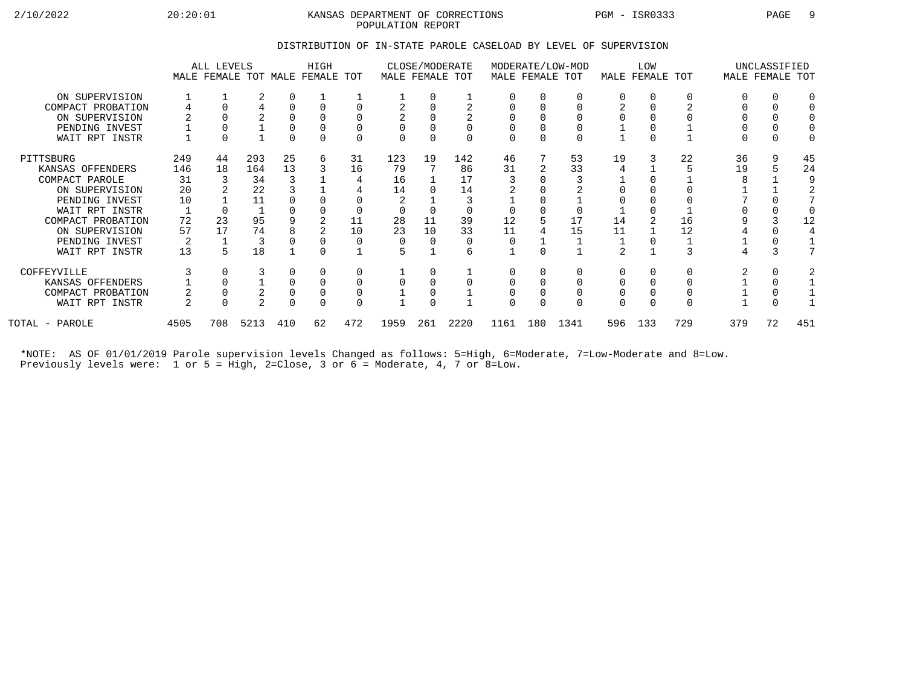KANSAS DEPARTMENT OF CORRECTIONS
POPULATION REPORT

## DISTRIBUTION OF IN-STATE PAROLE CASELOAD BY LEVEL OF SUPERVISION

| | ALL LEVELS | | | HIGH | | | CLOSE/MODERATE | | | MODERATE/LOW-MOD | | | LOW | | | UNCLASSIFIED | | |
|---|---|---|---|---|---|---|---|---|---|---|---|---|---|---|---|---|---|---|
| | MALE | FEMALE | TOT | MALE | FEMALE | TOT | MALE | FEMALE | TOT | MALE | FEMALE | TOT | MALE | FEMALE | TOT | MALE | FEMALE | TOT |
| ON SUPERVISION | 1 | 1 | 2 | 0 | 1 | 1 | 1 | 0 | 1 | 0 | 0 | 0 | 0 | 0 | 0 | 0 | 0 | 0 |
| COMPACT PROBATION | 4 | 0 | 4 | 0 | 0 | 0 | 2 | 0 | 2 | 0 | 0 | 0 | 2 | 0 | 2 | 0 | 0 | 0 |
| ON SUPERVISION | 2 | 0 | 2 | 0 | 0 | 0 | 2 | 0 | 2 | 0 | 0 | 0 | 0 | 0 | 0 | 0 | 0 | 0 |
| PENDING INVEST | 1 | 0 | 1 | 0 | 0 | 0 | 0 | 0 | 0 | 0 | 0 | 0 | 1 | 0 | 1 | 0 | 0 | 0 |
| WAIT RPT INSTR | 1 | 0 | 1 | 0 | 0 | 0 | 0 | 0 | 0 | 0 | 0 | 0 | 1 | 0 | 1 | 0 | 0 | 0 |
| PITTSBURG | 249 | 44 | 293 | 25 | 6 | 31 | 123 | 19 | 142 | 46 | 7 | 53 | 19 | 3 | 22 | 36 | 9 | 45 |
| KANSAS OFFENDERS | 146 | 18 | 164 | 13 | 3 | 16 | 79 | 7 | 86 | 31 | 2 | 33 | 4 | 1 | 5 | 19 | 5 | 24 |
| COMPACT PAROLE | 31 | 3 | 34 | 3 | 1 | 4 | 16 | 1 | 17 | 3 | 0 | 3 | 1 | 0 | 1 | 8 | 1 | 9 |
| ON SUPERVISION | 20 | 2 | 22 | 3 | 1 | 4 | 14 | 0 | 14 | 2 | 0 | 2 | 0 | 0 | 0 | 1 | 1 | 2 |
| PENDING INVEST | 10 | 1 | 11 | 0 | 0 | 0 | 2 | 1 | 3 | 1 | 0 | 1 | 0 | 0 | 0 | 7 | 0 | 7 |
| WAIT RPT INSTR | 1 | 0 | 1 | 0 | 0 | 0 | 0 | 0 | 0 | 0 | 0 | 0 | 1 | 0 | 1 | 0 | 0 | 0 |
| COMPACT PROBATION | 72 | 23 | 95 | 9 | 2 | 11 | 28 | 11 | 39 | 12 | 5 | 17 | 14 | 2 | 16 | 9 | 3 | 12 |
| ON SUPERVISION | 57 | 17 | 74 | 8 | 2 | 10 | 23 | 10 | 33 | 11 | 4 | 15 | 11 | 1 | 12 | 4 | 0 | 4 |
| PENDING INVEST | 2 | 1 | 3 | 0 | 0 | 0 | 0 | 0 | 0 | 0 | 1 | 1 | 1 | 0 | 1 | 1 | 0 | 1 |
| WAIT RPT INSTR | 13 | 5 | 18 | 1 | 0 | 1 | 5 | 1 | 6 | 1 | 0 | 1 | 2 | 1 | 3 | 4 | 3 | 7 |
| COFFEYVILLE | 3 | 0 | 3 | 0 | 0 | 0 | 1 | 0 | 1 | 0 | 0 | 0 | 0 | 0 | 0 | 2 | 0 | 2 |
| KANSAS OFFENDERS | 1 | 0 | 1 | 0 | 0 | 0 | 0 | 0 | 0 | 0 | 0 | 0 | 0 | 0 | 0 | 1 | 0 | 1 |
| COMPACT PROBATION | 2 | 0 | 2 | 0 | 0 | 0 | 1 | 0 | 1 | 0 | 0 | 0 | 0 | 0 | 0 | 1 | 0 | 1 |
| WAIT RPT INSTR | 2 | 0 | 2 | 0 | 0 | 0 | 1 | 0 | 1 | 0 | 0 | 0 | 0 | 0 | 0 | 1 | 0 | 1 |
| TOTAL - PAROLE | 4505 | 708 | 5213 | 410 | 62 | 472 | 1959 | 261 | 2220 | 1161 | 180 | 1341 | 596 | 133 | 729 | 379 | 72 | 451 |

*NOTE: AS OF 01/01/2019 Parole supervision levels Changed as follows: 5=High, 6=Moderate, 7=Low-Moderate and 8=Low. Previously levels were: 1 or 5 = High, 2=Close, 3 or 6 = Moderate, 4, 7 or 8=Low.